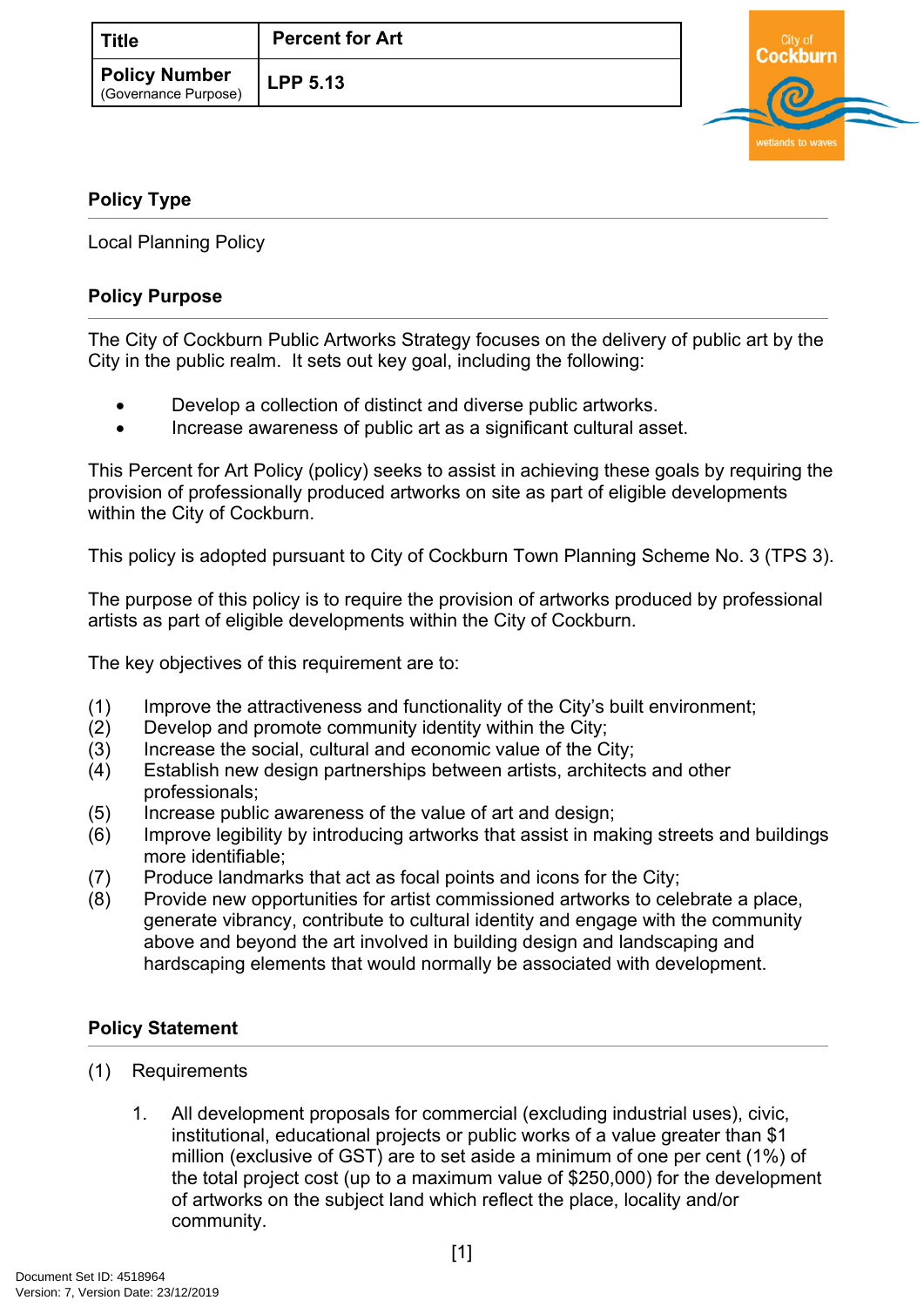| Title | Percent for Art |
|---|---|
| **Policy Number** (Governance Purpose) | **LPP 5.13** |

## Policy Type

Local Planning Policy

## Policy Purpose

The City of Cockburn Public Artworks Strategy focuses on the delivery of public art by the City in the public realm. It sets out key goal, including the following:

- Develop a collection of distinct and diverse public artworks.
- Increase awareness of public art as a significant cultural asset.

This Percent for Art Policy (policy) seeks to assist in achieving these goals by requiring the provision of professionally produced artworks on site as part of eligible developments within the City of Cockburn.

This policy is adopted pursuant to City of Cockburn Town Planning Scheme No. 3 (TPS 3).

The purpose of this policy is to require the provision of artworks produced by professional artists as part of eligible developments within the City of Cockburn.

The key objectives of this requirement are to:

(1) Improve the attractiveness and functionality of the City's built environment;
(2) Develop and promote community identity within the City;
(3) Increase the social, cultural and economic value of the City;
(4) Establish new design partnerships between artists, architects and other professionals;
(5) Increase public awareness of the value of art and design;
(6) Improve legibility by introducing artworks that assist in making streets and buildings more identifiable;
(7) Produce landmarks that act as focal points and icons for the City;
(8) Provide new opportunities for artist commissioned artworks to celebrate a place, generate vibrancy, contribute to cultural identity and engage with the community above and beyond the art involved in building design and landscaping and hardscaping elements that would normally be associated with development.

## Policy Statement

(1) Requirements

1. All development proposals for commercial (excluding industrial uses), civic, institutional, educational projects or public works of a value greater than $1 million (exclusive of GST) are to set aside a minimum of one per cent (1%) of the total project cost (up to a maximum value of $250,000) for the development of artworks on the subject land which reflect the place, locality and/or community.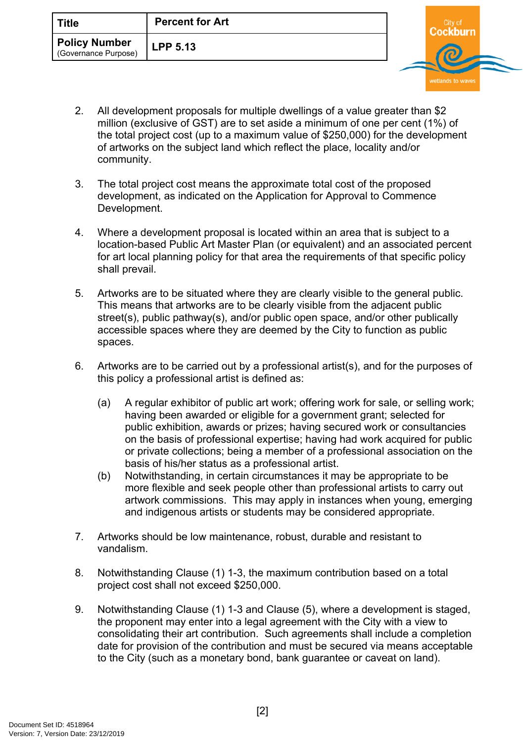| Title | Percent for Art |
| --- | --- |
| Policy Number (Governance Purpose) | LPP 5.13 |

2. All development proposals for multiple dwellings of a value greater than $2 million (exclusive of GST) are to set aside a minimum of one per cent (1%) of the total project cost (up to a maximum value of $250,000) for the development of artworks on the subject land which reflect the place, locality and/or community.

3. The total project cost means the approximate total cost of the proposed development, as indicated on the Application for Approval to Commence Development.

4. Where a development proposal is located within an area that is subject to a location-based Public Art Master Plan (or equivalent) and an associated percent for art local planning policy for that area the requirements of that specific policy shall prevail.

5. Artworks are to be situated where they are clearly visible to the general public. This means that artworks are to be clearly visible from the adjacent public street(s), public pathway(s), and/or public open space, and/or other publically accessible spaces where they are deemed by the City to function as public spaces.

6. Artworks are to be carried out by a professional artist(s), and for the purposes of this policy a professional artist is defined as:

   (a) A regular exhibitor of public art work; offering work for sale, or selling work; having been awarded or eligible for a government grant; selected for public exhibition, awards or prizes; having secured work or consultancies on the basis of professional expertise; having had work acquired for public or private collections; being a member of a professional association on the basis of his/her status as a professional artist.

   (b) Notwithstanding, in certain circumstances it may be appropriate to be more flexible and seek people other than professional artists to carry out artwork commissions. This may apply in instances when young, emerging and indigenous artists or students may be considered appropriate.

7. Artworks should be low maintenance, robust, durable and resistant to vandalism.

8. Notwithstanding Clause (1) 1-3, the maximum contribution based on a total project cost shall not exceed $250,000.

9. Notwithstanding Clause (1) 1-3 and Clause (5), where a development is staged, the proponent may enter into a legal agreement with the City with a view to consolidating their art contribution. Such agreements shall include a completion date for provision of the contribution and must be secured via means acceptable to the City (such as a monetary bond, bank guarantee or caveat on land).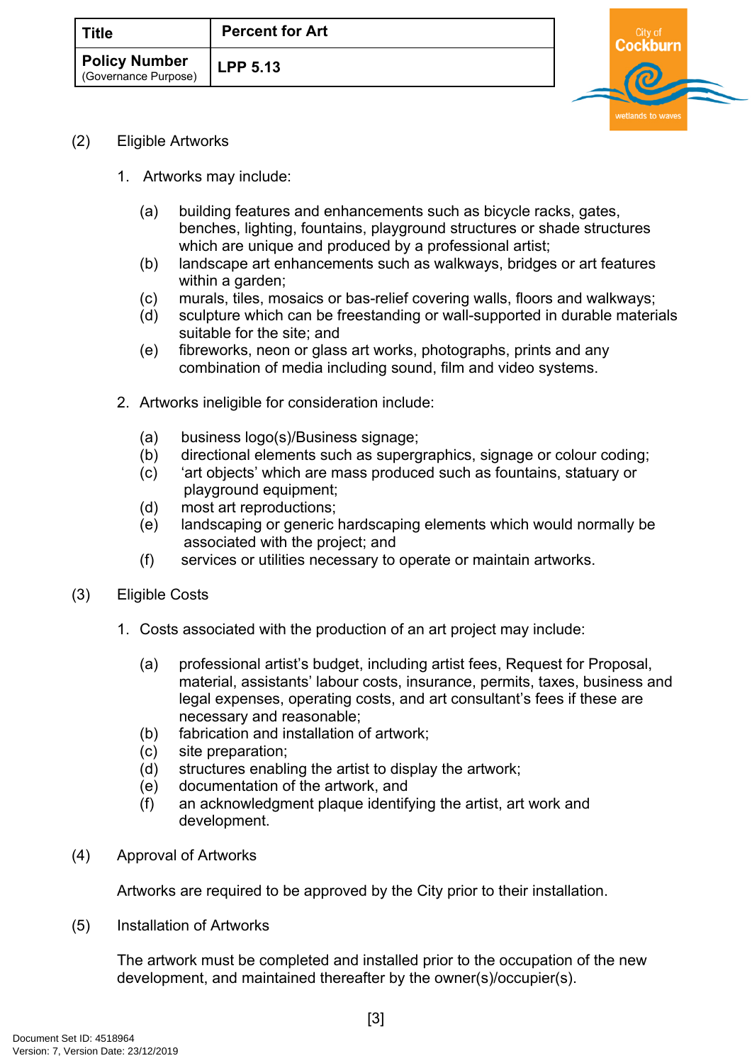(2) Eligible Artworks

1. Artworks may include:

    (a) building features and enhancements such as bicycle racks, gates, benches, lighting, fountains, playground structures or shade structures which are unique and produced by a professional artist;
    (b) landscape art enhancements such as walkways, bridges or art features within a garden;
    (c) murals, tiles, mosaics or bas-relief covering walls, floors and walkways;
    (d) sculpture which can be freestanding or wall-supported in durable materials suitable for the site; and
    (e) fibreworks, neon or glass art works, photographs, prints and any combination of media including sound, film and video systems.

2. Artworks ineligible for consideration include:

    (a) business logo(s)/Business signage;
    (b) directional elements such as supergraphics, signage or colour coding;
    (c) 'art objects' which are mass produced such as fountains, statuary or playground equipment;
    (d) most art reproductions;
    (e) landscaping or generic hardscaping elements which would normally be associated with the project; and
    (f) services or utilities necessary to operate or maintain artworks.

(3) Eligible Costs

1. Costs associated with the production of an art project may include:

    (a) professional artist's budget, including artist fees, Request for Proposal, material, assistants' labour costs, insurance, permits, taxes, business and legal expenses, operating costs, and art consultant's fees if these are necessary and reasonable;
    (b) fabrication and installation of artwork;
    (c) site preparation;
    (d) structures enabling the artist to display the artwork;
    (e) documentation of the artwork, and
    (f) an acknowledgment plaque identifying the artist, art work and development.

(4) Approval of Artworks

Artworks are required to be approved by the City prior to their installation.

(5) Installation of Artworks

The artwork must be completed and installed prior to the occupation of the new development, and maintained thereafter by the owner(s)/occupier(s).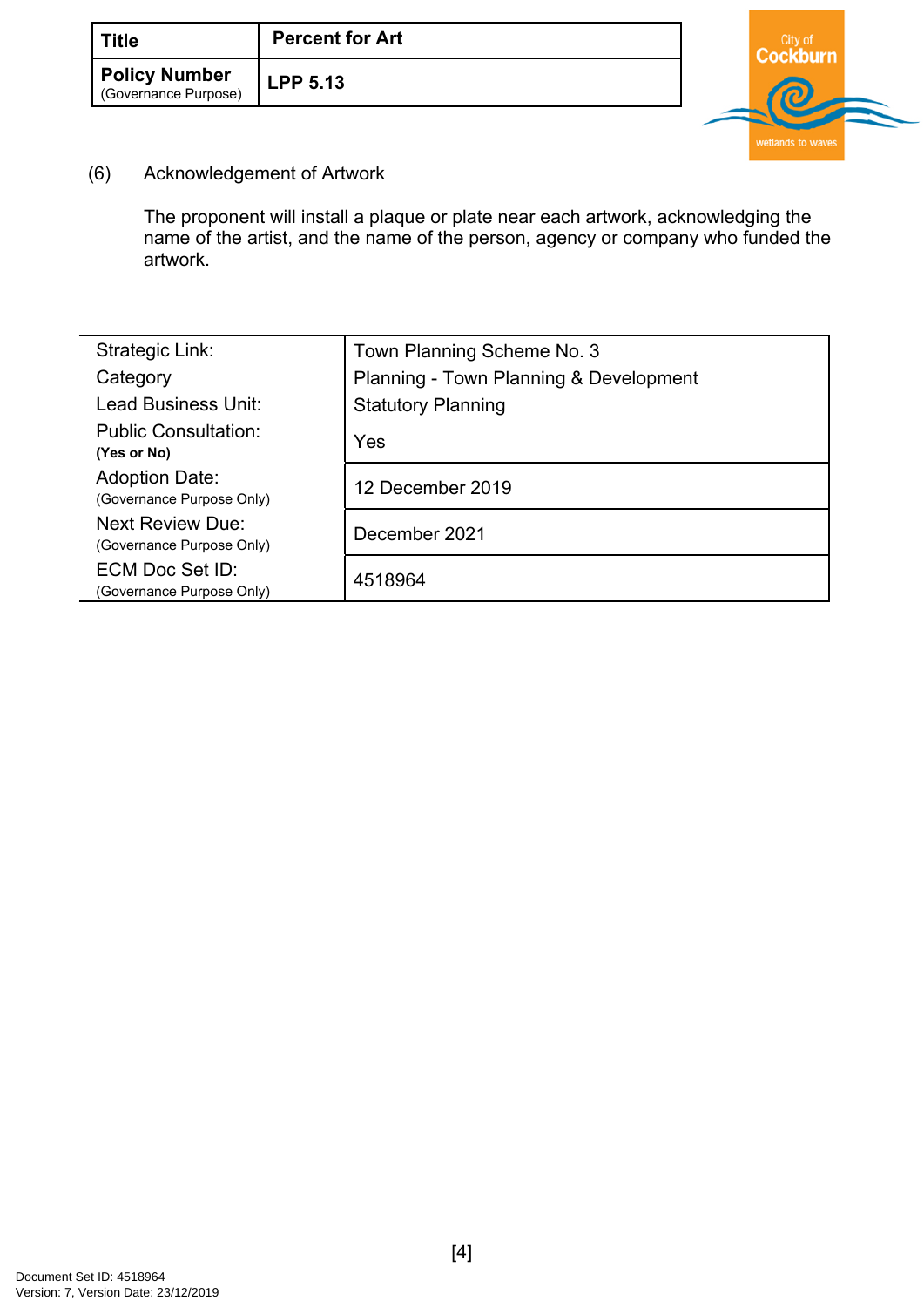| Title | Percent for Art |
|---|---|
| **Policy Number** (Governance Purpose) | **LPP 5.13** |

(6) Acknowledgement of Artwork

The proponent will install a plaque or plate near each artwork, acknowledging the name of the artist, and the name of the person, agency or company who funded the artwork.

| | |
|---|---|
| Strategic Link: | Town Planning Scheme No. 3 |
| Category | Planning - Town Planning & Development |
| Lead Business Unit: | Statutory Planning |
| Public Consultation: **(Yes or No)** | Yes |
| Adoption Date: (Governance Purpose Only) | 12 December 2019 |
| Next Review Due: (Governance Purpose Only) | December 2021 |
| ECM Doc Set ID: (Governance Purpose Only) | 4518964 |